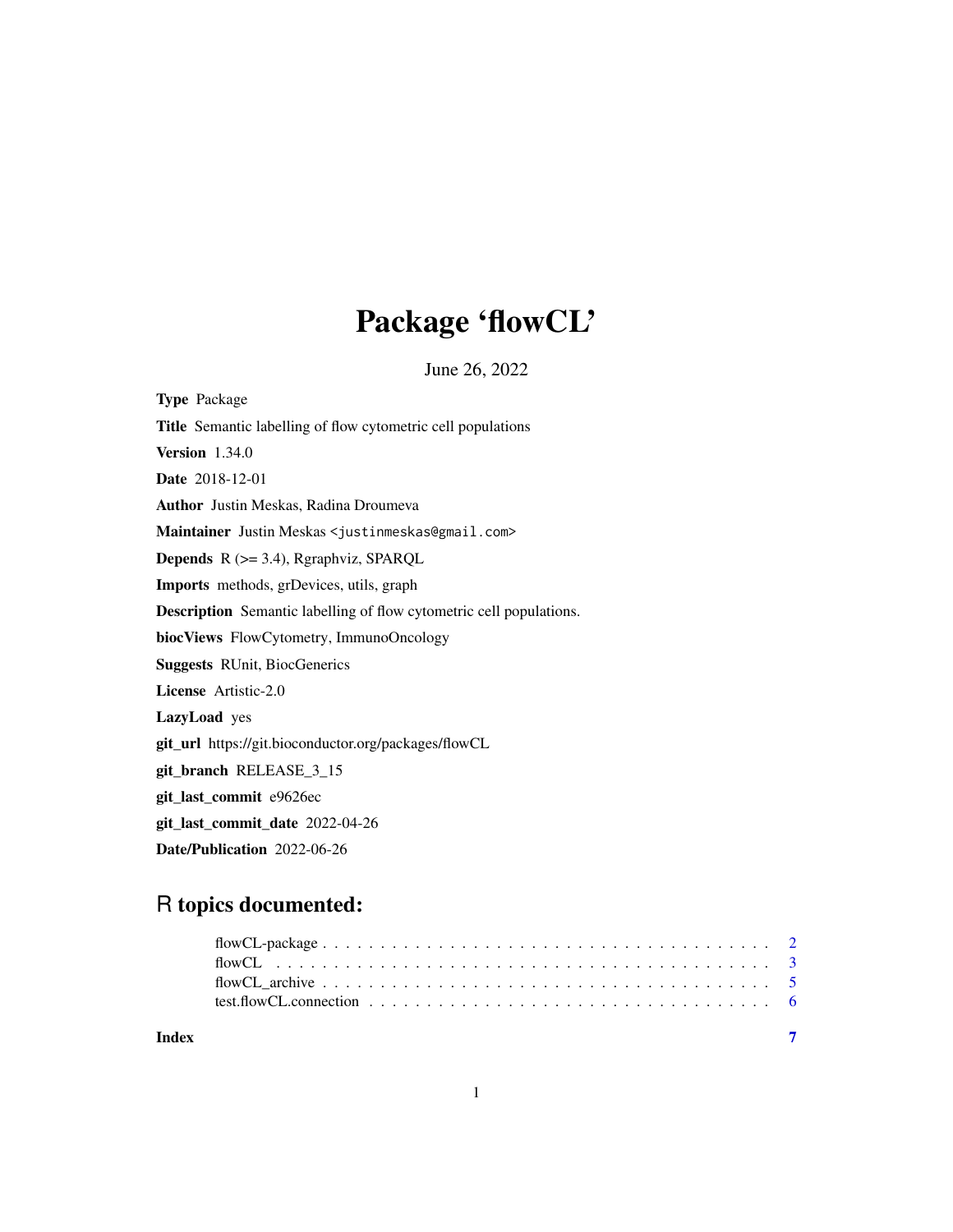# Package 'flowCL'

June 26, 2022

**Type** Package

**Title** Semantic labelling of flow cytometric cell populations

**Version** 1.34.0

**Date** 2018-12-01

**Author** Justin Meskas, Radina Droumeva

**Maintainer** Justin Meskas <justinmeskas@gmail.com>

**Depends** R (>= 3.4), Rgraphviz, SPARQL

**Imports** methods, grDevices, utils, graph

**Description** Semantic labelling of flow cytometric cell populations.

**biocViews** FlowCytometry, ImmunoOncology

**Suggests** RUnit, BiocGenerics

**License** Artistic-2.0

**LazyLoad** yes

**git_url** https://git.bioconductor.org/packages/flowCL

**git_branch** RELEASE_3_15

**git_last_commit** e9626ec

**git_last_commit_date** 2022-04-26

**Date/Publication** 2022-06-26

## R topics documented:

- flowCL-package . . . . . . . . . . . . . . . . . . . . . . . . . . . . . . . . . . . . . 2
- flowCL . . . . . . . . . . . . . . . . . . . . . . . . . . . . . . . . . . . . . . . . . 3
- flowCL_archive . . . . . . . . . . . . . . . . . . . . . . . . . . . . . . . . . . . . . 5
- test.flowCL.connection . . . . . . . . . . . . . . . . . . . . . . . . . . . . . . . . . 6

**Index** 7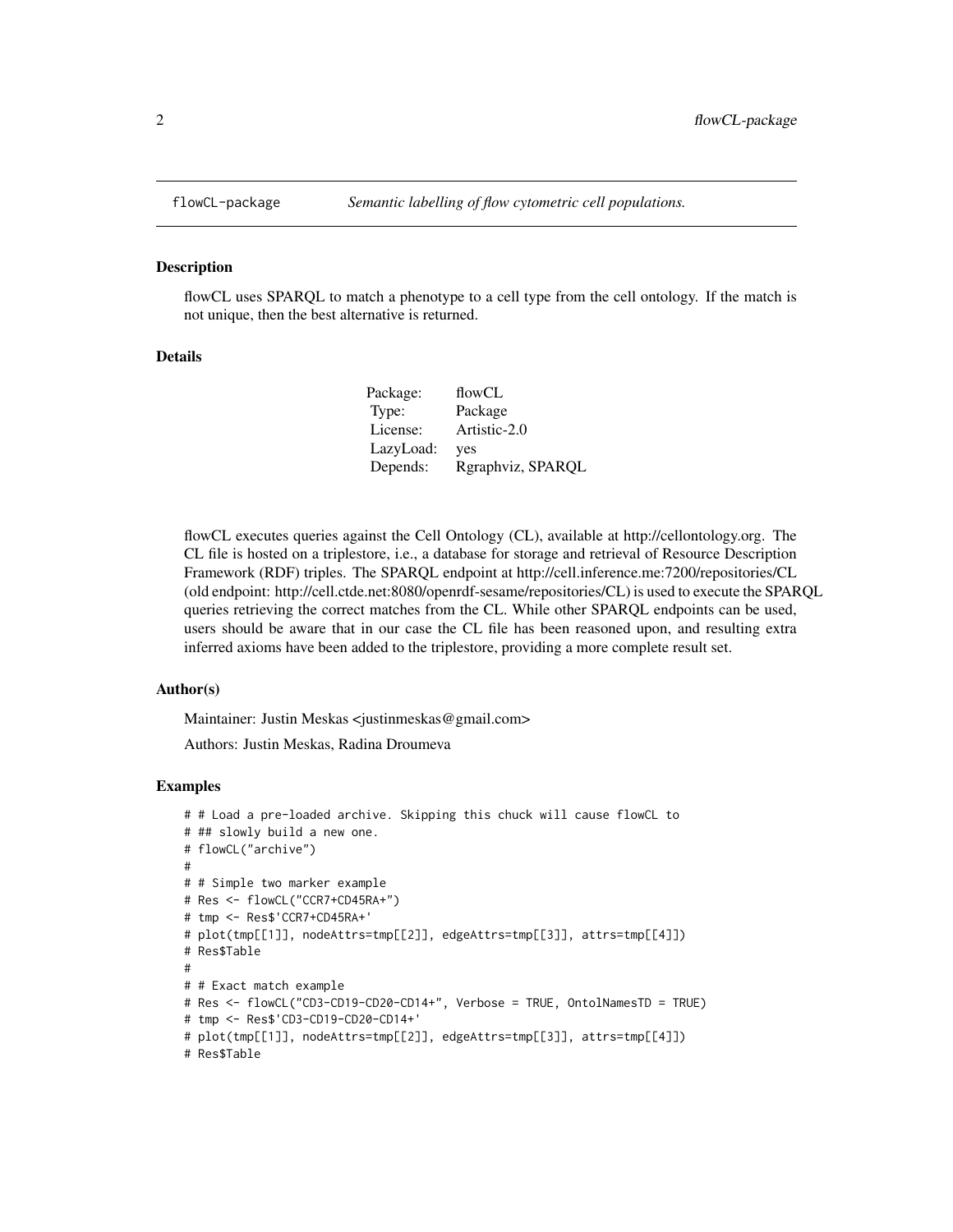# flowCL-package — *Semantic labelling of flow cytometric cell populations.*

## Description

flowCL uses SPARQL to match a phenotype to a cell type from the cell ontology. If the match is not unique, then the best alternative is returned.

## Details

| | |
|---|---|
| Package: | flowCL |
| Type: | Package |
| License: | Artistic-2.0 |
| LazyLoad: | yes |
| Depends: | Rgraphviz, SPARQL |

flowCL executes queries against the Cell Ontology (CL), available at http://cellontology.org. The CL file is hosted on a triplestore, i.e., a database for storage and retrieval of Resource Description Framework (RDF) triples. The SPARQL endpoint at http://cell.inference.me:7200/repositories/CL (old endpoint: http://cell.ctde.net:8080/openrdf-sesame/repositories/CL) is used to execute the SPARQL queries retrieving the correct matches from the CL. While other SPARQL endpoints can be used, users should be aware that in our case the CL file has been reasoned upon, and resulting extra inferred axioms have been added to the triplestore, providing a more complete result set.

## Author(s)

Maintainer: Justin Meskas <justinmeskas@gmail.com>

Authors: Justin Meskas, Radina Droumeva

## Examples

```
# # Load a pre-loaded archive. Skipping this chuck will cause flowCL to
# ## slowly build a new one.
# flowCL("archive")
#
# # Simple two marker example
# Res <- flowCL("CCR7+CD45RA+")
# tmp <- Res$'CCR7+CD45RA+'
# plot(tmp[[1]], nodeAttrs=tmp[[2]], edgeAttrs=tmp[[3]], attrs=tmp[[4]])
# Res$Table
#
# # Exact match example
# Res <- flowCL("CD3-CD19-CD20-CD14+", Verbose = TRUE, OntolNamesTD = TRUE)
# tmp <- Res$'CD3-CD19-CD20-CD14+'
# plot(tmp[[1]], nodeAttrs=tmp[[2]], edgeAttrs=tmp[[3]], attrs=tmp[[4]])
# Res$Table
```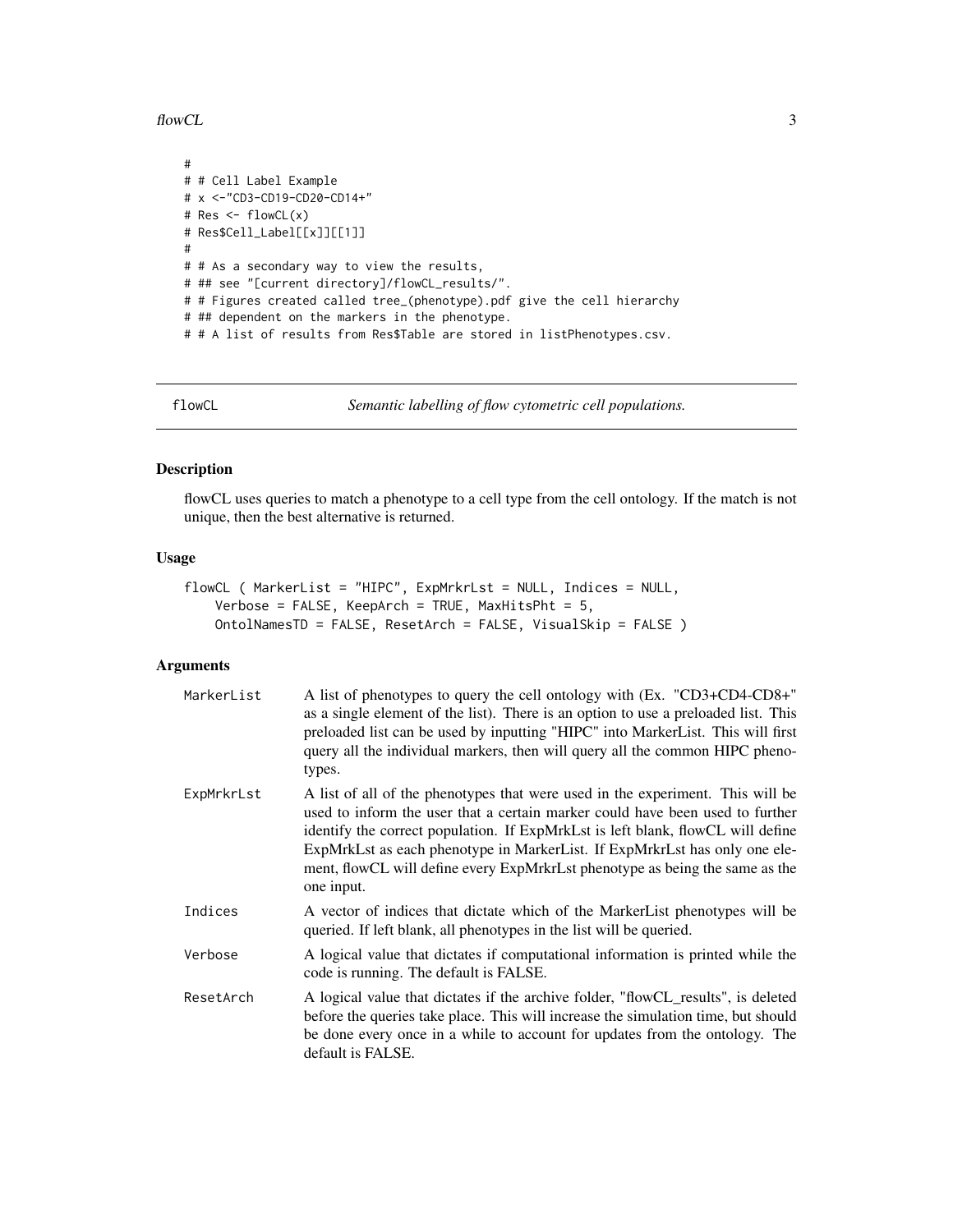```
#
# # Cell Label Example
# x <-"CD3-CD19-CD20-CD14+"
# Res <- flowCL(x)
# Res$Cell_Label[[x]][[1]]
#
# # As a secondary way to view the results,
# ## see "[current directory]/flowCL_results/".
# # Figures created called tree_(phenotype).pdf give the cell hierarchy
# ## dependent on the markers in the phenotype.
# # A list of results from Res$Table are stored in listPhenotypes.csv.
```

---

flowCL — *Semantic labelling of flow cytometric cell populations.*

---

## Description

flowCL uses queries to match a phenotype to a cell type from the cell ontology. If the match is not unique, then the best alternative is returned.

## Usage

```
flowCL ( MarkerList = "HIPC", ExpMrkrLst = NULL, Indices = NULL,
    Verbose = FALSE, KeepArch = TRUE, MaxHitsPht = 5,
    OntolNamesTD = FALSE, ResetArch = FALSE, VisualSkip = FALSE )
```

## Arguments

| | |
|---|---|
| MarkerList | A list of phenotypes to query the cell ontology with (Ex. "CD3+CD4-CD8+" as a single element of the list). There is an option to use a preloaded list. This preloaded list can be used by inputting "HIPC" into MarkerList. This will first query all the individual markers, then will query all the common HIPC phenotypes. |
| ExpMrkrLst | A list of all of the phenotypes that were used in the experiment. This will be used to inform the user that a certain marker could have been used to further identify the correct population. If ExpMrkLst is left blank, flowCL will define ExpMrkLst as each phenotype in MarkerList. If ExpMrkrLst has only one element, flowCL will define every ExpMrkrLst phenotype as being the same as the one input. |
| Indices | A vector of indices that dictate which of the MarkerList phenotypes will be queried. If left blank, all phenotypes in the list will be queried. |
| Verbose | A logical value that dictates if computational information is printed while the code is running. The default is FALSE. |
| ResetArch | A logical value that dictates if the archive folder, "flowCL_results", is deleted before the queries take place. This will increase the simulation time, but should be done every once in a while to account for updates from the ontology. The default is FALSE. |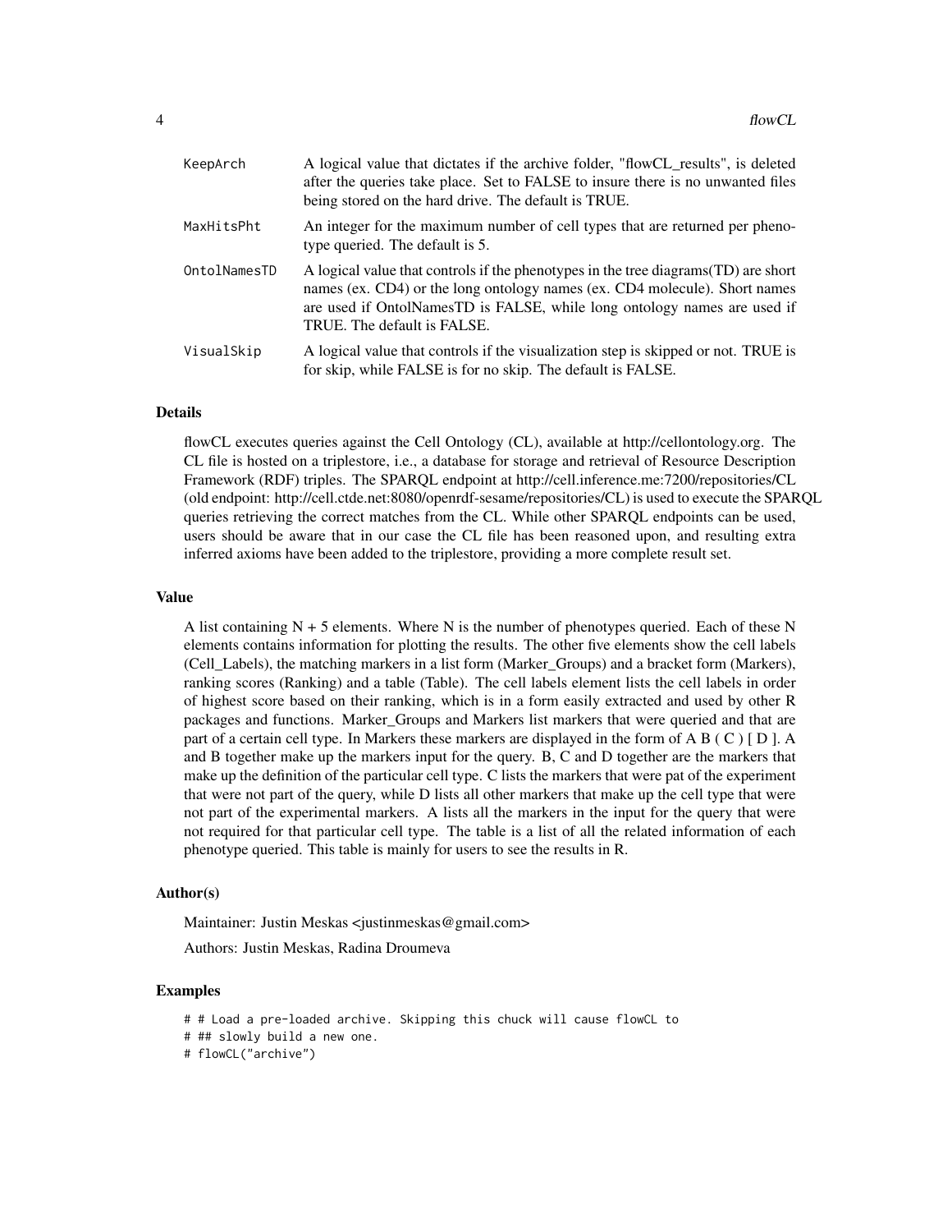| | |
|---|---|
| KeepArch | A logical value that dictates if the archive folder, "flowCL_results", is deleted after the queries take place. Set to FALSE to insure there is no unwanted files being stored on the hard drive. The default is TRUE. |
| MaxHitsPht | An integer for the maximum number of cell types that are returned per phenotype queried. The default is 5. |
| OntolNamesTD | A logical value that controls if the phenotypes in the tree diagrams(TD) are short names (ex. CD4) or the long ontology names (ex. CD4 molecule). Short names are used if OntolNamesTD is FALSE, while long ontology names are used if TRUE. The default is FALSE. |
| VisualSkip | A logical value that controls if the visualization step is skipped or not. TRUE is for skip, while FALSE is for no skip. The default is FALSE. |

## Details

flowCL executes queries against the Cell Ontology (CL), available at http://cellontology.org. The CL file is hosted on a triplestore, i.e., a database for storage and retrieval of Resource Description Framework (RDF) triples. The SPARQL endpoint at http://cell.inference.me:7200/repositories/CL (old endpoint: http://cell.ctde.net:8080/openrdf-sesame/repositories/CL) is used to execute the SPARQL queries retrieving the correct matches from the CL. While other SPARQL endpoints can be used, users should be aware that in our case the CL file has been reasoned upon, and resulting extra inferred axioms have been added to the triplestore, providing a more complete result set.

## Value

A list containing N + 5 elements. Where N is the number of phenotypes queried. Each of these N elements contains information for plotting the results. The other five elements show the cell labels (Cell_Labels), the matching markers in a list form (Marker_Groups) and a bracket form (Markers), ranking scores (Ranking) and a table (Table). The cell labels element lists the cell labels in order of highest score based on their ranking, which is in a form easily extracted and used by other R packages and functions. Marker_Groups and Markers list markers that were queried and that are part of a certain cell type. In Markers these markers are displayed in the form of A B ( C ) [ D ]. A and B together make up the markers input for the query. B, C and D together are the markers that make up the definition of the particular cell type. C lists the markers that were pat of the experiment that were not part of the query, while D lists all other markers that make up the cell type that were not part of the experimental markers. A lists all the markers in the input for the query that were not required for that particular cell type. The table is a list of all the related information of each phenotype queried. This table is mainly for users to see the results in R.

## Author(s)

Maintainer: Justin Meskas <justinmeskas@gmail.com>

Authors: Justin Meskas, Radina Droumeva

## Examples

```
# # Load a pre-loaded archive. Skipping this chuck will cause flowCL to
# ## slowly build a new one.
# flowCL("archive")
```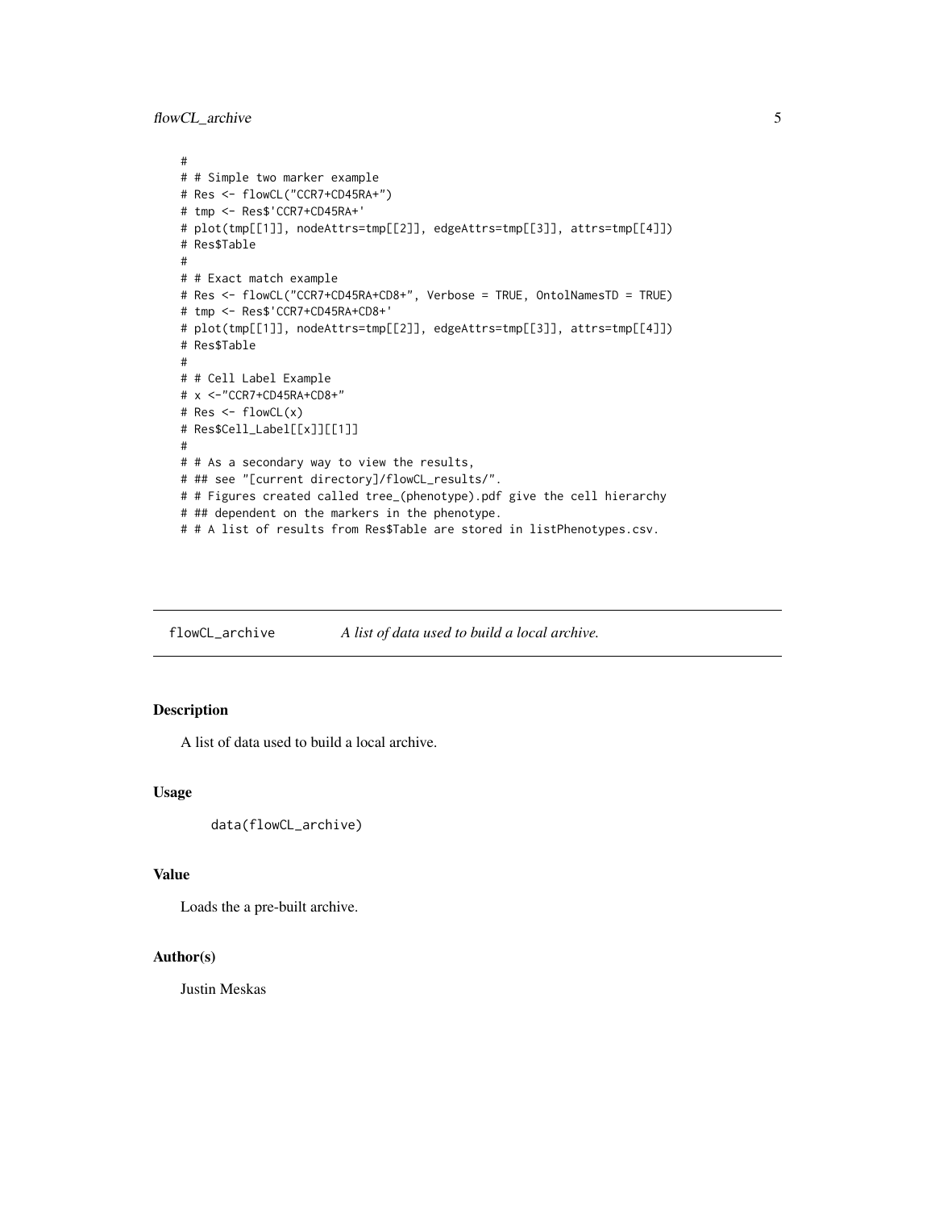```
#
# # Simple two marker example
# Res <- flowCL("CCR7+CD45RA+")
# tmp <- Res$'CCR7+CD45RA+'
# plot(tmp[[1]], nodeAttrs=tmp[[2]], edgeAttrs=tmp[[3]], attrs=tmp[[4]])
# Res$Table
#
# # Exact match example
# Res <- flowCL("CCR7+CD45RA+CD8+", Verbose = TRUE, OntolNamesTD = TRUE)
# tmp <- Res$'CCR7+CD45RA+CD8+'
# plot(tmp[[1]], nodeAttrs=tmp[[2]], edgeAttrs=tmp[[3]], attrs=tmp[[4]])
# Res$Table
#
# # Cell Label Example
# x <-"CCR7+CD45RA+CD8+"
# Res <- flowCL(x)
# Res$Cell_Label[[x]][[1]]
#
# # As a secondary way to view the results,
# ## see "[current directory]/flowCL_results/".
# # Figures created called tree_(phenotype).pdf give the cell hierarchy
# ## dependent on the markers in the phenotype.
# # A list of results from Res$Table are stored in listPhenotypes.csv.
```

## flowCL_archive — *A list of data used to build a local archive.*

### Description

A list of data used to build a local archive.

### Usage

```
data(flowCL_archive)
```

### Value

Loads the a pre-built archive.

### Author(s)

Justin Meskas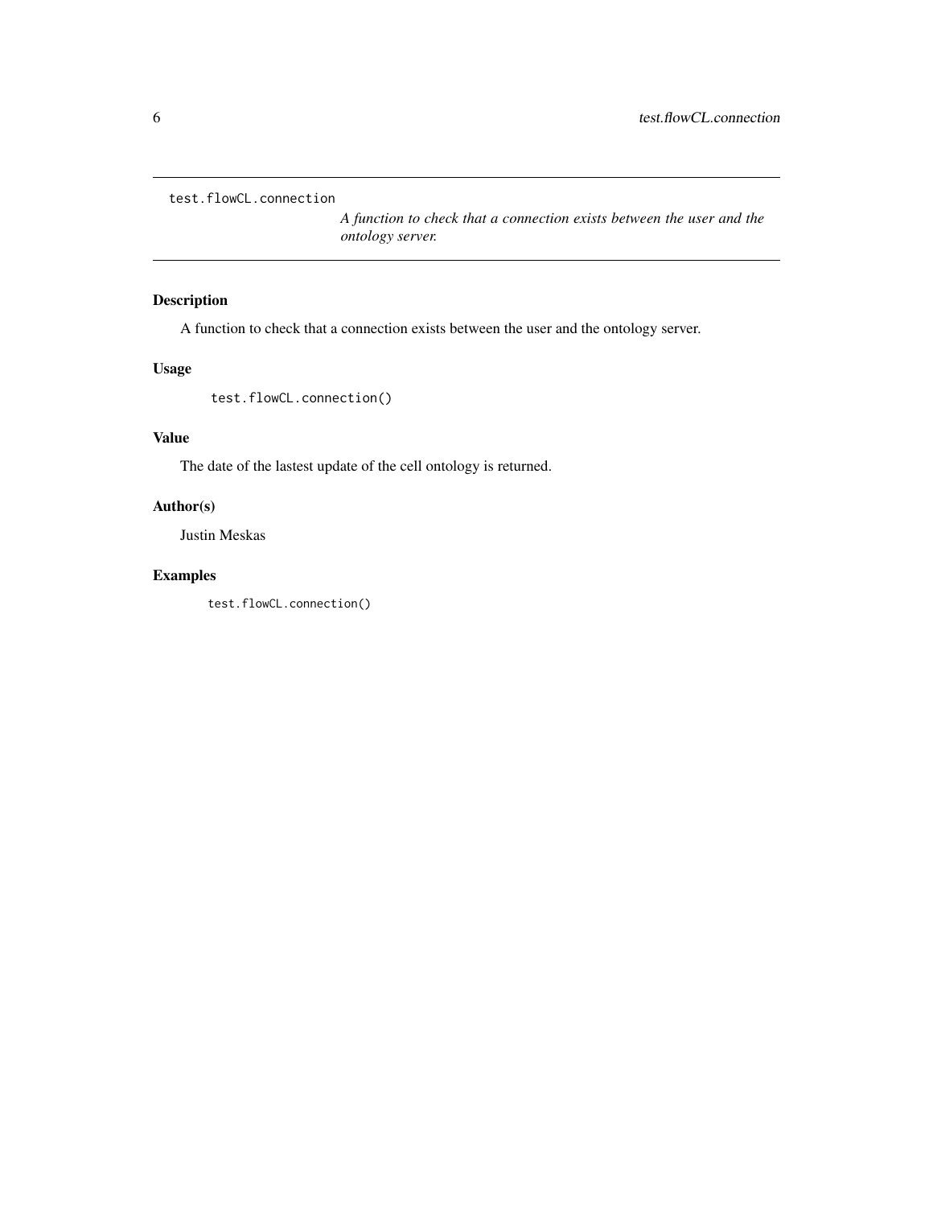`test.flowCL.connection`

*A function to check that a connection exists between the user and the ontology server.*

## Description

A function to check that a connection exists between the user and the ontology server.

## Usage

```
test.flowCL.connection()
```

## Value

The date of the lastest update of the cell ontology is returned.

## Author(s)

Justin Meskas

## Examples

```
test.flowCL.connection()
```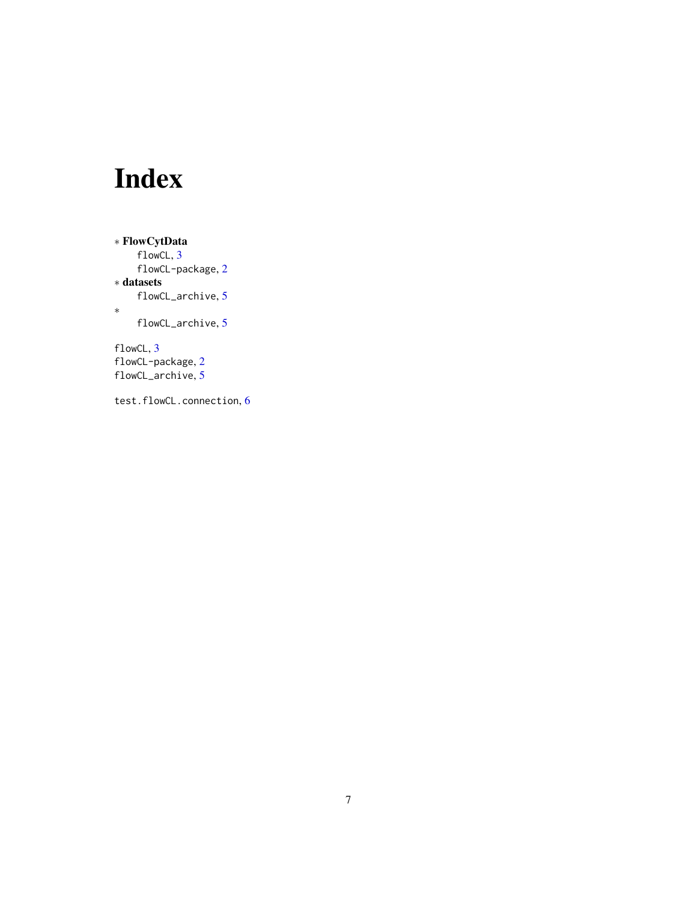# Index

∗ **FlowCytData**
    flowCL, 3
    flowCL-package, 2
∗ **datasets**
    flowCL_archive, 5
∗
    flowCL_archive, 5

flowCL, 3
flowCL-package, 2
flowCL_archive, 5

test.flowCL.connection, 6